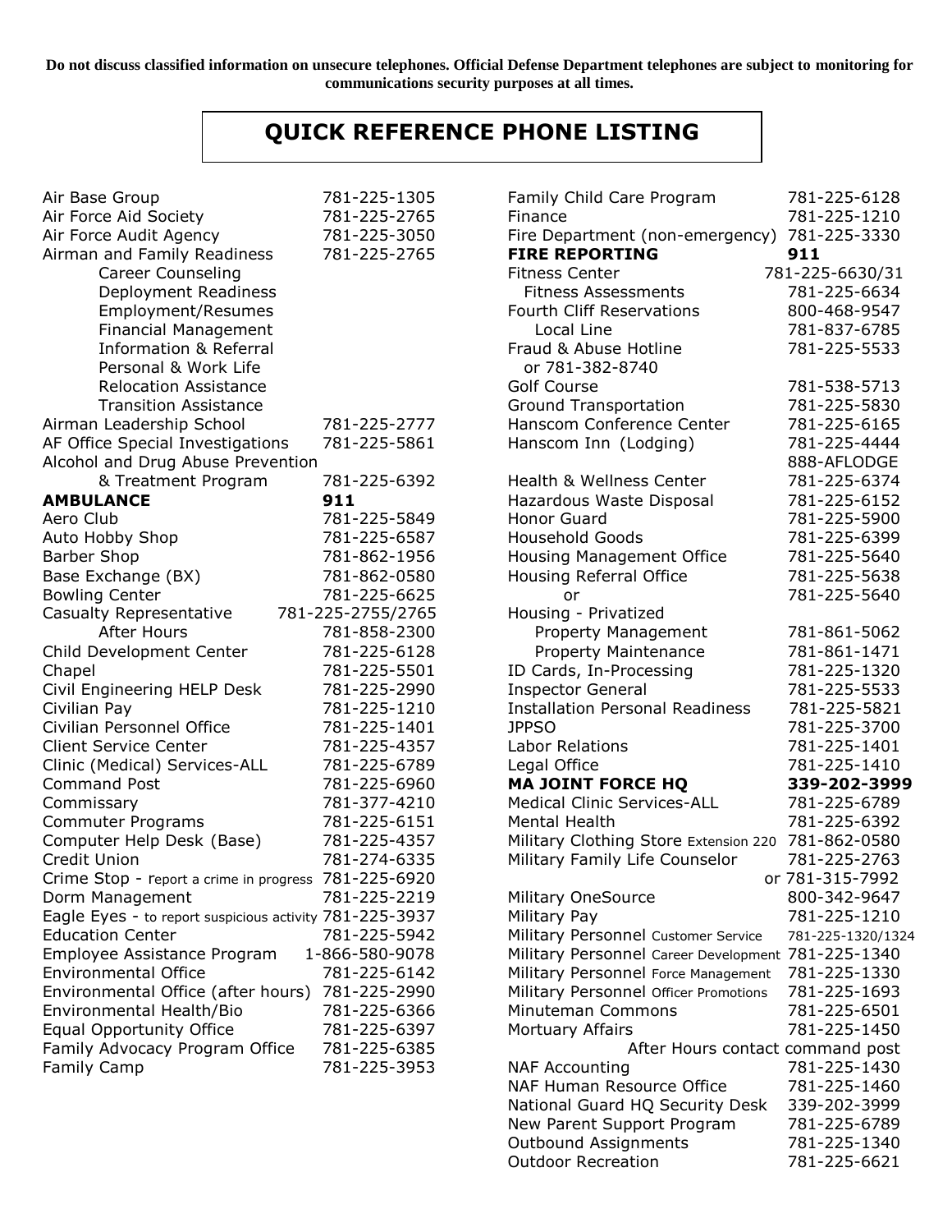**Do not discuss classified information on unsecure telephones. Official Defense Department telephones are subject to monitoring for communications security purposes at all times.**

# QUICK REFERENCE PHONE LISTING

| | |
|---|---|
| Air Base Group | 781-225-1305 |
| Air Force Aid Society | 781-225-2765 |
| Air Force Audit Agency | 781-225-3050 |
| Airman and Family Readiness | 781-225-2765 |
| Career Counseling | |
| Deployment Readiness | |
| Employment/Resumes | |
| Financial Management | |
| Information & Referral | |
| Personal & Work Life | |
| Relocation Assistance | |
| Transition Assistance | |
| Airman Leadership School | 781-225-2777 |
| AF Office Special Investigations | 781-225-5861 |
| Alcohol and Drug Abuse Prevention & Treatment Program | 781-225-6392 |
| **AMBULANCE** | **911** |
| Aero Club | 781-225-5849 |
| Auto Hobby Shop | 781-225-6587 |
| Barber Shop | 781-862-1956 |
| Base Exchange (BX) | 781-862-0580 |
| Bowling Center | 781-225-6625 |
| Casualty Representative | 781-225-2755/2765 |
| After Hours | 781-858-2300 |
| Child Development Center | 781-225-6128 |
| Chapel | 781-225-5501 |
| Civil Engineering HELP Desk | 781-225-2990 |
| Civilian Pay | 781-225-1210 |
| Civilian Personnel Office | 781-225-1401 |
| Client Service Center | 781-225-4357 |
| Clinic (Medical) Services-ALL | 781-225-6789 |
| Command Post | 781-225-6960 |
| Commissary | 781-377-4210 |
| Commuter Programs | 781-225-6151 |
| Computer Help Desk (Base) | 781-225-4357 |
| Credit Union | 781-274-6335 |
| Crime Stop - report a crime in progress | 781-225-6920 |
| Dorm Management | 781-225-2219 |
| Eagle Eyes - to report suspicious activity | 781-225-3937 |
| Education Center | 781-225-5942 |
| Employee Assistance Program | 1-866-580-9078 |
| Environmental Office | 781-225-6142 |
| Environmental Office (after hours) | 781-225-2990 |
| Environmental Health/Bio | 781-225-6366 |
| Equal Opportunity Office | 781-225-6397 |
| Family Advocacy Program Office | 781-225-6385 |
| Family Camp | 781-225-3953 |
| Family Child Care Program | 781-225-6128 |
| Finance | 781-225-1210 |
| Fire Department (non-emergency) | 781-225-3330 |
| **FIRE REPORTING** | **911** |
| Fitness Center | 781-225-6630/31 |
| Fitness Assessments | 781-225-6634 |
| Fourth Cliff Reservations | 800-468-9547 |
| Local Line | 781-837-6785 |
| Fraud & Abuse Hotline or 781-382-8740 | 781-225-5533 |
| Golf Course | 781-538-5713 |
| Ground Transportation | 781-225-5830 |
| Hanscom Conference Center | 781-225-6165 |
| Hanscom Inn (Lodging) | 781-225-4444 |
| | 888-AFLODGE |
| Health & Wellness Center | 781-225-6374 |
| Hazardous Waste Disposal | 781-225-6152 |
| Honor Guard | 781-225-5900 |
| Household Goods | 781-225-6399 |
| Housing Management Office | 781-225-5640 |
| Housing Referral Office | 781-225-5638 |
| or | 781-225-5640 |
| Housing - Privatized | |
| Property Management | 781-861-5062 |
| Property Maintenance | 781-861-1471 |
| ID Cards, In-Processing | 781-225-1320 |
| Inspector General | 781-225-5533 |
| Installation Personal Readiness | 781-225-5821 |
| JPPSO | 781-225-3700 |
| Labor Relations | 781-225-1401 |
| Legal Office | 781-225-1410 |
| **MA JOINT FORCE HQ** | **339-202-3999** |
| Medical Clinic Services-ALL | 781-225-6789 |
| Mental Health | 781-225-6392 |
| Military Clothing Store Extension 220 | 781-862-0580 |
| Military Family Life Counselor | 781-225-2763 |
| | or 781-315-7992 |
| Military OneSource | 800-342-9647 |
| Military Pay | 781-225-1210 |
| Military Personnel Customer Service | 781-225-1320/1324 |
| Military Personnel Career Development | 781-225-1340 |
| Military Personnel Force Management | 781-225-1330 |
| Military Personnel Officer Promotions | 781-225-1693 |
| Minuteman Commons | 781-225-6501 |
| Mortuary Affairs | 781-225-1450 |
| After Hours contact command post | |
| NAF Accounting | 781-225-1430 |
| NAF Human Resource Office | 781-225-1460 |
| National Guard HQ Security Desk | 339-202-3999 |
| New Parent Support Program | 781-225-6789 |
| Outbound Assignments | 781-225-1340 |
| Outdoor Recreation | 781-225-6621 |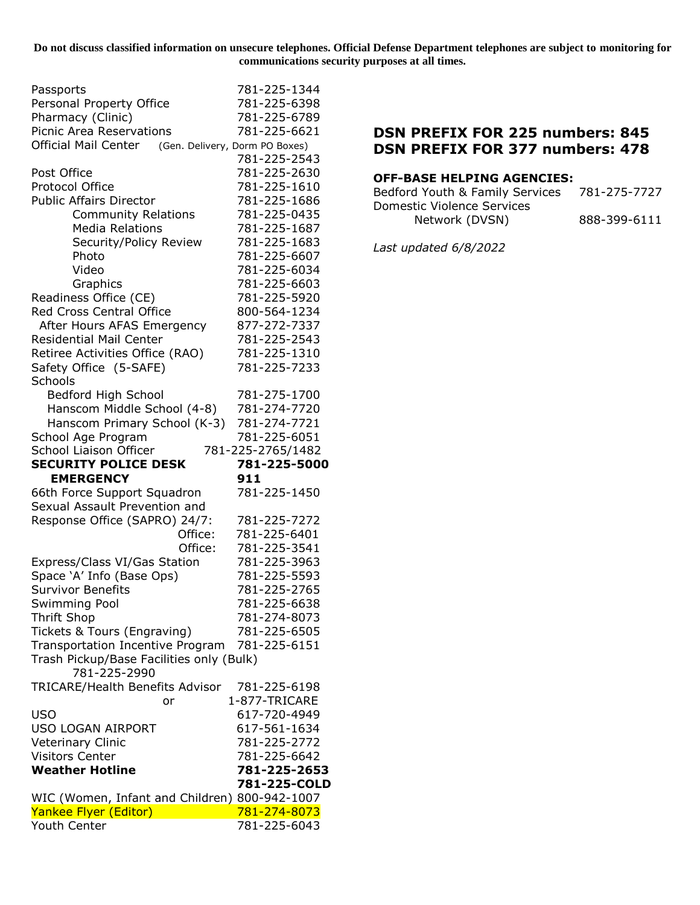**Do not discuss classified information on unsecure telephones. Official Defense Department telephones are subject to monitoring for communications security purposes at all times.**

| | |
|---|---|
| Passports | 781-225-1344 |
| Personal Property Office | 781-225-6398 |
| Pharmacy (Clinic) | 781-225-6789 |
| Picnic Area Reservations | 781-225-6621 |
| Official Mail Center (Gen. Delivery, Dorm PO Boxes) | 781-225-2543 |
| Post Office | 781-225-2630 |
| Protocol Office | 781-225-1610 |
| Public Affairs Director | 781-225-1686 |
| Community Relations | 781-225-0435 |
| Media Relations | 781-225-1687 |
| Security/Policy Review | 781-225-1683 |
| Photo | 781-225-6607 |
| Video | 781-225-6034 |
| Graphics | 781-225-6603 |
| Readiness Office (CE) | 781-225-5920 |
| Red Cross Central Office | 800-564-1234 |
| After Hours AFAS Emergency | 877-272-7337 |
| Residential Mail Center | 781-225-2543 |
| Retiree Activities Office (RAO) | 781-225-1310 |
| Safety Office (5-SAFE) | 781-225-7233 |
| Schools | |
| Bedford High School | 781-275-1700 |
| Hanscom Middle School (4-8) | 781-274-7720 |
| Hanscom Primary School (K-3) | 781-274-7721 |
| School Age Program | 781-225-6051 |
| School Liaison Officer | 781-225-2765/1482 |
| **SECURITY POLICE DESK** | **781-225-5000** |
| **EMERGENCY** | **911** |
| 66th Force Support Squadron | 781-225-1450 |
| Sexual Assault Prevention and Response Office (SAPRO) 24/7: | 781-225-7272 |
| Office: | 781-225-6401 |
| Office: | 781-225-3541 |
| Express/Class VI/Gas Station | 781-225-3963 |
| Space 'A' Info (Base Ops) | 781-225-5593 |
| Survivor Benefits | 781-225-2765 |
| Swimming Pool | 781-225-6638 |
| Thrift Shop | 781-274-8073 |
| Tickets & Tours (Engraving) | 781-225-6505 |
| Transportation Incentive Program | 781-225-6151 |
| Trash Pickup/Base Facilities only (Bulk) | 781-225-2990 |
| TRICARE/Health Benefits Advisor | 781-225-6198 |
| or | 1-877-TRICARE |
| USO | 617-720-4949 |
| USO LOGAN AIRPORT | 617-561-1634 |
| Veterinary Clinic | 781-225-2772 |
| Visitors Center | 781-225-6642 |
| **Weather Hotline** | **781-225-2653** |
| | **781-225-COLD** |
| WIC (Women, Infant and Children) | 800-942-1007 |
| Yankee Flyer (Editor) | 781-274-8073 |
| Youth Center | 781-225-6043 |

## DSN PREFIX FOR 225 numbers: 845
## DSN PREFIX FOR 377 numbers: 478

**OFF-BASE HELPING AGENCIES:**

| | |
|---|---|
| Bedford Youth & Family Services | 781-275-7727 |
| Domestic Violence Services Network (DVSN) | 888-399-6111 |

*Last updated 6/8/2022*